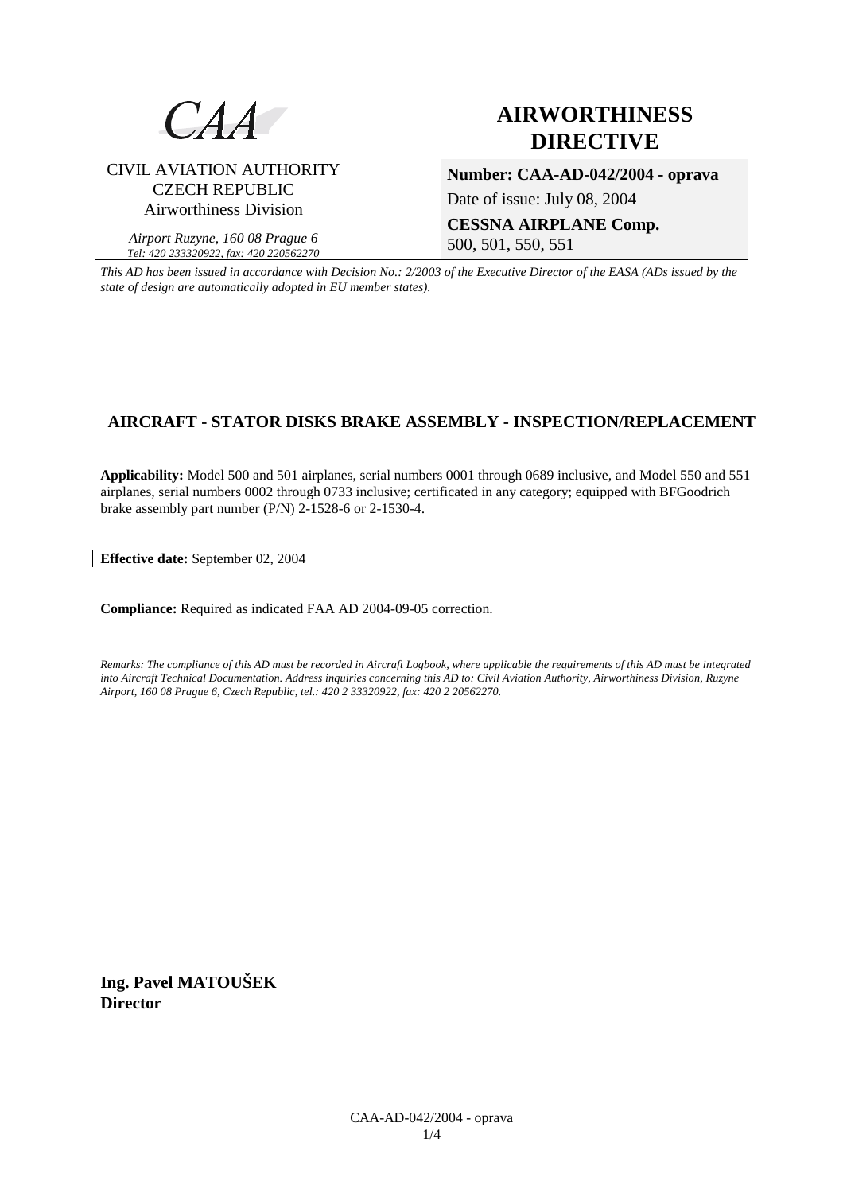CAA

CIVIL AVIATION AUTHORITY
CZECH REPUBLIC
Airworthiness Division

*Airport Ruzyne, 160 08 Prague 6*
*Tel: 420 233320922, fax: 420 220562270*

# AIRWORTHINESS DIRECTIVE

**Number: CAA-AD-042/2004 - oprava**

Date of issue: July 08, 2004

**CESSNA AIRPLANE Comp.**
500, 501, 550, 551

*This AD has been issued in accordance with Decision No.: 2/2003 of the Executive Director of the EASA (ADs issued by the state of design are automatically adopted in EU member states).*

## AIRCRAFT - STATOR DISKS BRAKE ASSEMBLY - INSPECTION/REPLACEMENT

**Applicability:** Model 500 and 501 airplanes, serial numbers 0001 through 0689 inclusive, and Model 550 and 551 airplanes, serial numbers 0002 through 0733 inclusive; certificated in any category; equipped with BFGoodrich brake assembly part number (P/N) 2-1528-6 or 2-1530-4.

**Effective date:** September 02, 2004

**Compliance:** Required as indicated FAA AD 2004-09-05 correction.

*Remarks: The compliance of this AD must be recorded in Aircraft Logbook, where applicable the requirements of this AD must be integrated into Aircraft Technical Documentation. Address inquiries concerning this AD to: Civil Aviation Authority, Airworthiness Division, Ruzyne Airport, 160 08 Prague 6, Czech Republic, tel.: 420 2 33320922, fax: 420 2 20562270.*

**Ing. Pavel MATOUŠEK**
**Director**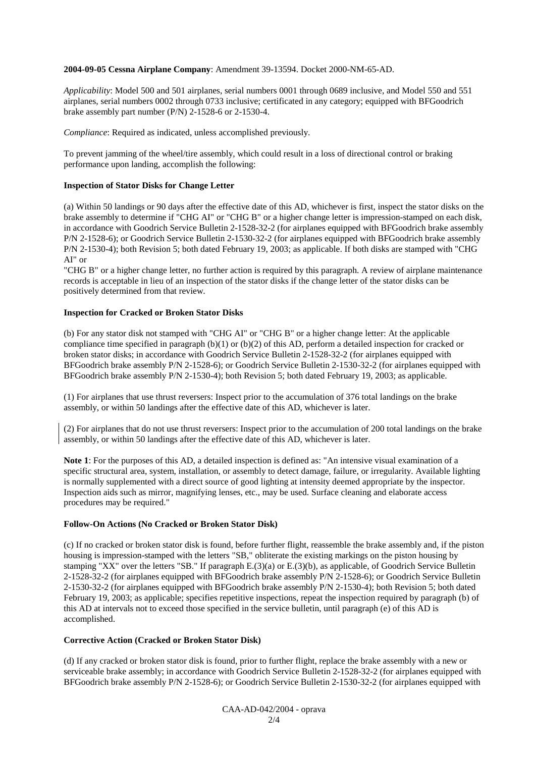**2004-09-05 Cessna Airplane Company**: Amendment 39-13594. Docket 2000-NM-65-AD.

*Applicability*: Model 500 and 501 airplanes, serial numbers 0001 through 0689 inclusive, and Model 550 and 551 airplanes, serial numbers 0002 through 0733 inclusive; certificated in any category; equipped with BFGoodrich brake assembly part number (P/N) 2-1528-6 or 2-1530-4.

*Compliance*: Required as indicated, unless accomplished previously.

To prevent jamming of the wheel/tire assembly, which could result in a loss of directional control or braking performance upon landing, accomplish the following:

**Inspection of Stator Disks for Change Letter**

(a) Within 50 landings or 90 days after the effective date of this AD, whichever is first, inspect the stator disks on the brake assembly to determine if "CHG AI" or "CHG B" or a higher change letter is impression-stamped on each disk, in accordance with Goodrich Service Bulletin 2-1528-32-2 (for airplanes equipped with BFGoodrich brake assembly P/N 2-1528-6); or Goodrich Service Bulletin 2-1530-32-2 (for airplanes equipped with BFGoodrich brake assembly P/N 2-1530-4); both Revision 5; both dated February 19, 2003; as applicable. If both disks are stamped with "CHG AI" or "CHG B" or a higher change letter, no further action is required by this paragraph. A review of airplane maintenance records is acceptable in lieu of an inspection of the stator disks if the change letter of the stator disks can be positively determined from that review.

**Inspection for Cracked or Broken Stator Disks**

(b) For any stator disk not stamped with "CHG AI" or "CHG B" or a higher change letter: At the applicable compliance time specified in paragraph (b)(1) or (b)(2) of this AD, perform a detailed inspection for cracked or broken stator disks; in accordance with Goodrich Service Bulletin 2-1528-32-2 (for airplanes equipped with BFGoodrich brake assembly P/N 2-1528-6); or Goodrich Service Bulletin 2-1530-32-2 (for airplanes equipped with BFGoodrich brake assembly P/N 2-1530-4); both Revision 5; both dated February 19, 2003; as applicable.

(1) For airplanes that use thrust reversers: Inspect prior to the accumulation of 376 total landings on the brake assembly, or within 50 landings after the effective date of this AD, whichever is later.

(2) For airplanes that do not use thrust reversers: Inspect prior to the accumulation of 200 total landings on the brake assembly, or within 50 landings after the effective date of this AD, whichever is later.

**Note 1**: For the purposes of this AD, a detailed inspection is defined as: "An intensive visual examination of a specific structural area, system, installation, or assembly to detect damage, failure, or irregularity. Available lighting is normally supplemented with a direct source of good lighting at intensity deemed appropriate by the inspector. Inspection aids such as mirror, magnifying lenses, etc., may be used. Surface cleaning and elaborate access procedures may be required."

**Follow-On Actions (No Cracked or Broken Stator Disk)**

(c) If no cracked or broken stator disk is found, before further flight, reassemble the brake assembly and, if the piston housing is impression-stamped with the letters "SB," obliterate the existing markings on the piston housing by stamping "XX" over the letters "SB." If paragraph E.(3)(a) or E.(3)(b), as applicable, of Goodrich Service Bulletin 2-1528-32-2 (for airplanes equipped with BFGoodrich brake assembly P/N 2-1528-6); or Goodrich Service Bulletin 2-1530-32-2 (for airplanes equipped with BFGoodrich brake assembly P/N 2-1530-4); both Revision 5; both dated February 19, 2003; as applicable; specifies repetitive inspections, repeat the inspection required by paragraph (b) of this AD at intervals not to exceed those specified in the service bulletin, until paragraph (e) of this AD is accomplished.

**Corrective Action (Cracked or Broken Stator Disk)**

(d) If any cracked or broken stator disk is found, prior to further flight, replace the brake assembly with a new or serviceable brake assembly; in accordance with Goodrich Service Bulletin 2-1528-32-2 (for airplanes equipped with BFGoodrich brake assembly P/N 2-1528-6); or Goodrich Service Bulletin 2-1530-32-2 (for airplanes equipped with

CAA-AD-042/2004 - oprava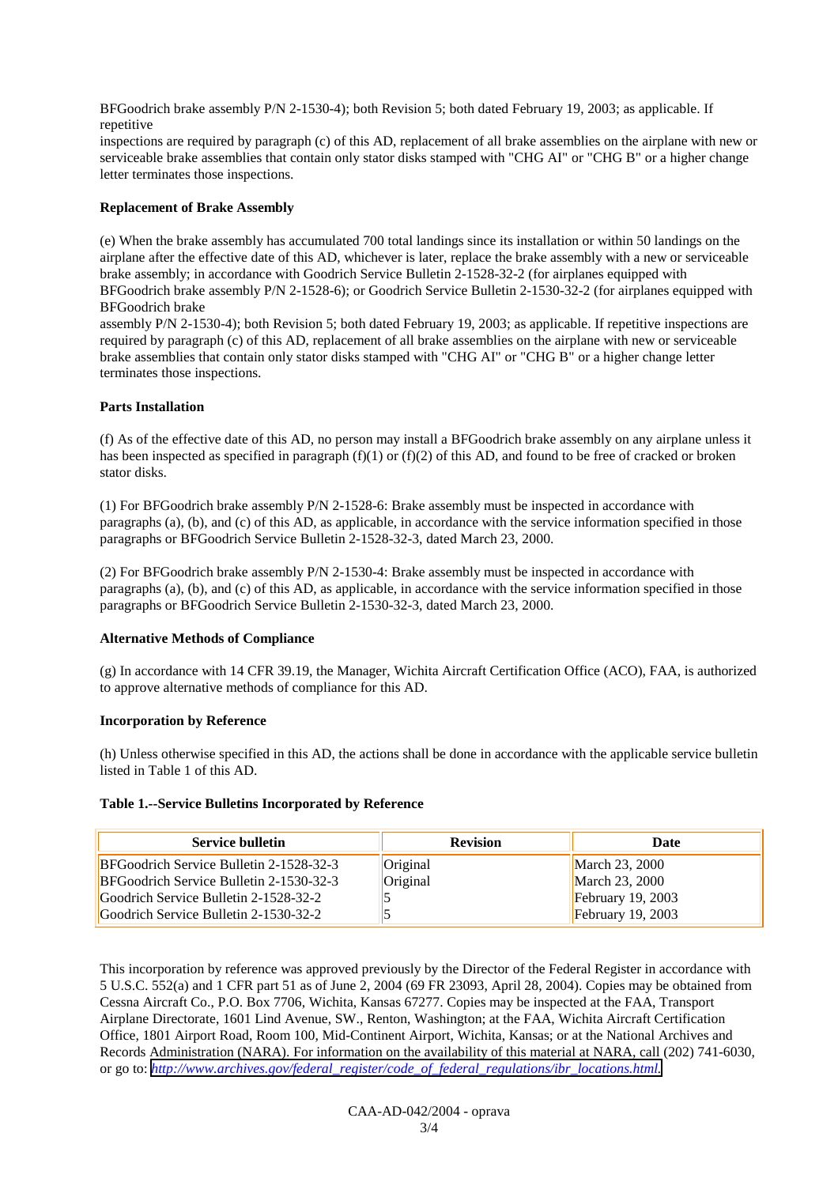BFGoodrich brake assembly P/N 2-1530-4); both Revision 5; both dated February 19, 2003; as applicable. If repetitive inspections are required by paragraph (c) of this AD, replacement of all brake assemblies on the airplane with new or serviceable brake assemblies that contain only stator disks stamped with "CHG AI" or "CHG B" or a higher change letter terminates those inspections.

**Replacement of Brake Assembly**

(e) When the brake assembly has accumulated 700 total landings since its installation or within 50 landings on the airplane after the effective date of this AD, whichever is later, replace the brake assembly with a new or serviceable brake assembly; in accordance with Goodrich Service Bulletin 2-1528-32-2 (for airplanes equipped with BFGoodrich brake assembly P/N 2-1528-6); or Goodrich Service Bulletin 2-1530-32-2 (for airplanes equipped with BFGoodrich brake assembly P/N 2-1530-4); both Revision 5; both dated February 19, 2003; as applicable. If repetitive inspections are required by paragraph (c) of this AD, replacement of all brake assemblies on the airplane with new or serviceable brake assemblies that contain only stator disks stamped with "CHG AI" or "CHG B" or a higher change letter terminates those inspections.

**Parts Installation**

(f) As of the effective date of this AD, no person may install a BFGoodrich brake assembly on any airplane unless it has been inspected as specified in paragraph (f)(1) or (f)(2) of this AD, and found to be free of cracked or broken stator disks.

(1) For BFGoodrich brake assembly P/N 2-1528-6: Brake assembly must be inspected in accordance with paragraphs (a), (b), and (c) of this AD, as applicable, in accordance with the service information specified in those paragraphs or BFGoodrich Service Bulletin 2-1528-32-3, dated March 23, 2000.

(2) For BFGoodrich brake assembly P/N 2-1530-4: Brake assembly must be inspected in accordance with paragraphs (a), (b), and (c) of this AD, as applicable, in accordance with the service information specified in those paragraphs or BFGoodrich Service Bulletin 2-1530-32-3, dated March 23, 2000.

**Alternative Methods of Compliance**

(g) In accordance with 14 CFR 39.19, the Manager, Wichita Aircraft Certification Office (ACO), FAA, is authorized to approve alternative methods of compliance for this AD.

**Incorporation by Reference**

(h) Unless otherwise specified in this AD, the actions shall be done in accordance with the applicable service bulletin listed in Table 1 of this AD.

**Table 1.--Service Bulletins Incorporated by Reference**

| Service bulletin | Revision | Date |
|---|---|---|
| BFGoodrich Service Bulletin 2-1528-32-3 | Original | March 23, 2000 |
| BFGoodrich Service Bulletin 2-1530-32-3 | Original | March 23, 2000 |
| Goodrich Service Bulletin 2-1528-32-2 | 5 | February 19, 2003 |
| Goodrich Service Bulletin 2-1530-32-2 | 5 | February 19, 2003 |

This incorporation by reference was approved previously by the Director of the Federal Register in accordance with 5 U.S.C. 552(a) and 1 CFR part 51 as of June 2, 2004 (69 FR 23093, April 28, 2004). Copies may be obtained from Cessna Aircraft Co., P.O. Box 7706, Wichita, Kansas 67277. Copies may be inspected at the FAA, Transport Airplane Directorate, 1601 Lind Avenue, SW., Renton, Washington; at the FAA, Wichita Aircraft Certification Office, 1801 Airport Road, Room 100, Mid-Continent Airport, Wichita, Kansas; or at the National Archives and Records Administration (NARA). For information on the availability of this material at NARA, call (202) 741-6030, or go to: *http://www.archives.gov/federal_register/code_of_federal_regulations/ibr_locations.html.*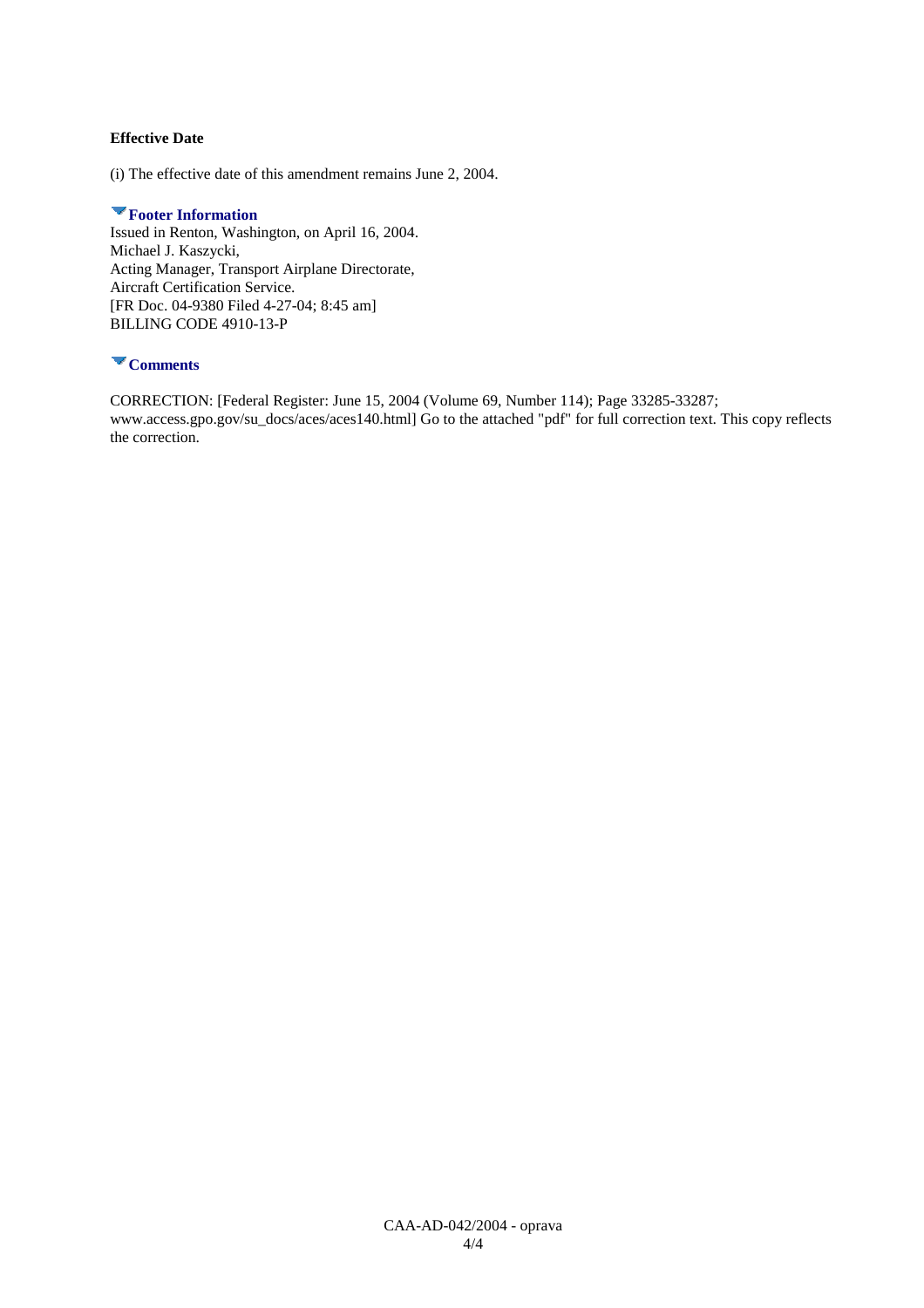**Effective Date**

(i) The effective date of this amendment remains June 2, 2004.

**Footer Information**

Issued in Renton, Washington, on April 16, 2004.
Michael J. Kaszycki,
Acting Manager, Transport Airplane Directorate,
Aircraft Certification Service.
[FR Doc. 04-9380 Filed 4-27-04; 8:45 am]
BILLING CODE 4910-13-P

**Comments**

CORRECTION: [Federal Register: June 15, 2004 (Volume 69, Number 114); Page 33285-33287; www.access.gpo.gov/su_docs/aces/aces140.html] Go to the attached "pdf" for full correction text. This copy reflects the correction.